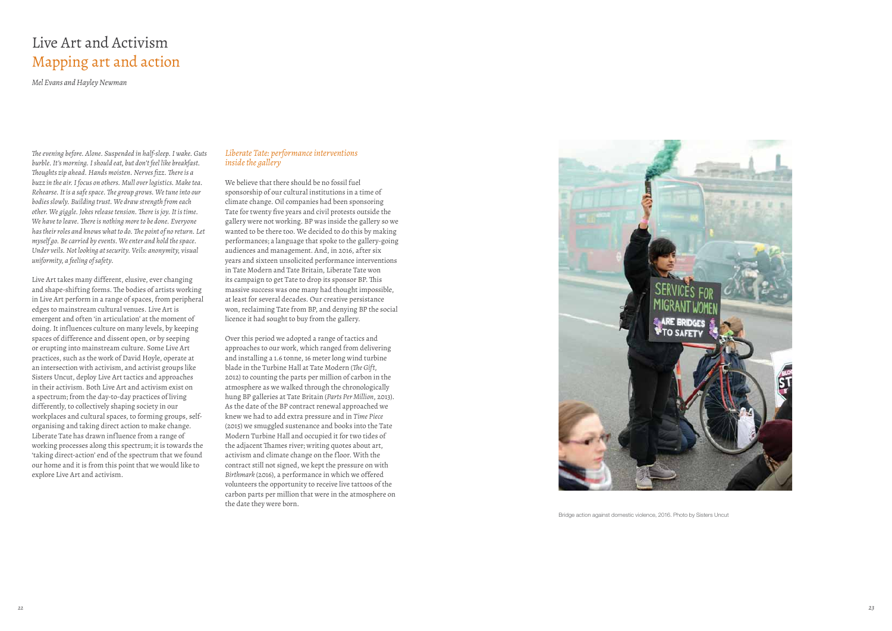# Live Art and Activism

## Mapping art and action

*Mel Evans and Hayley Newman*

*The evening before. Alone. Suspended in half-sleep. I wake. Guts burble. It's morning. I should eat, but don't feel like breakfast. Thoughts zip ahead. Hands moisten. Nerves fizz. There is a buzz in the air. I focus on others. Mull over logistics. Make tea. Rehearse. It is a safe space. The group grows. We tune into our bodies slowly. Building trust. We draw strength from each other. We giggle. Jokes release tension. There is joy. It is time. We have to leave. There is nothing more to be done. Everyone has their roles and knows what to do. The point of no return. Let myself go. Be carried by events. We enter and hold the space. Under veils. Not looking at security. Veils: anonymity, visual uniformity, a feeling of safety.*

Live Art takes many different, elusive, ever changing and shape-shifting forms. The bodies of artists working in Live Art perform in a range of spaces, from peripheral edges to mainstream cultural venues. Live Art is emergent and often 'in articulation' at the moment of doing. It influences culture on many levels, by keeping spaces of difference and dissent open, or by seeping or erupting into mainstream culture. Some Live Art practices, such as the work of David Hoyle, operate at an intersection with activism, and activist groups like Sisters Uncut, deploy Live Art tactics and approaches in their activism. Both Live Art and activism exist on a spectrum; from the day-to-day practices of living differently, to collectively shaping society in our workplaces and cultural spaces, to forming groups, self-organising and taking direct action to make change. Liberate Tate has drawn influence from a range of working processes along this spectrum; it is towards the 'taking direct-action' end of the spectrum that we found our home and it is from this point that we would like to explore Live Art and activism.

### *Liberate Tate: performance interventions inside the gallery*

We believe that there should be no fossil fuel sponsorship of our cultural institutions in a time of climate change. Oil companies had been sponsoring Tate for twenty five years and civil protests outside the gallery were not working. BP was inside the gallery so we wanted to be there too. We decided to do this by making performances; a language that spoke to the gallery-going audiences and management. And, in 2016, after six years and sixteen unsolicited performance interventions in Tate Modern and Tate Britain, Liberate Tate won its campaign to get Tate to drop its sponsor BP. This massive success was one many had thought impossible, at least for several decades. Our creative persistance won, reclaiming Tate from BP, and denying BP the social licence it had sought to buy from the gallery.

Over this period we adopted a range of tactics and approaches to our work, which ranged from delivering and installing a 1.6 tonne, 16 meter long wind turbine blade in the Turbine Hall at Tate Modern (*The Gift*, 2012) to counting the parts per million of carbon in the atmosphere as we walked through the chronologically hung BP galleries at Tate Britain (*Parts Per Million*, 2013). As the date of the BP contract renewal approached we knew we had to add extra pressure and in *Time Piece* (2015) we smuggled sustenance and books into the Tate Modern Turbine Hall and occupied it for two tides of the adjacent Thames river; writing quotes about art, activism and climate change on the floor. With the contract still not signed, we kept the pressure on with *Birthmark* (2016), a performance in which we offered volunteers the opportunity to receive live tattoos of the carbon parts per million that were in the atmosphere on the date they were born.

Bridge action against domestic violence, 2016. Photo by Sisters Uncut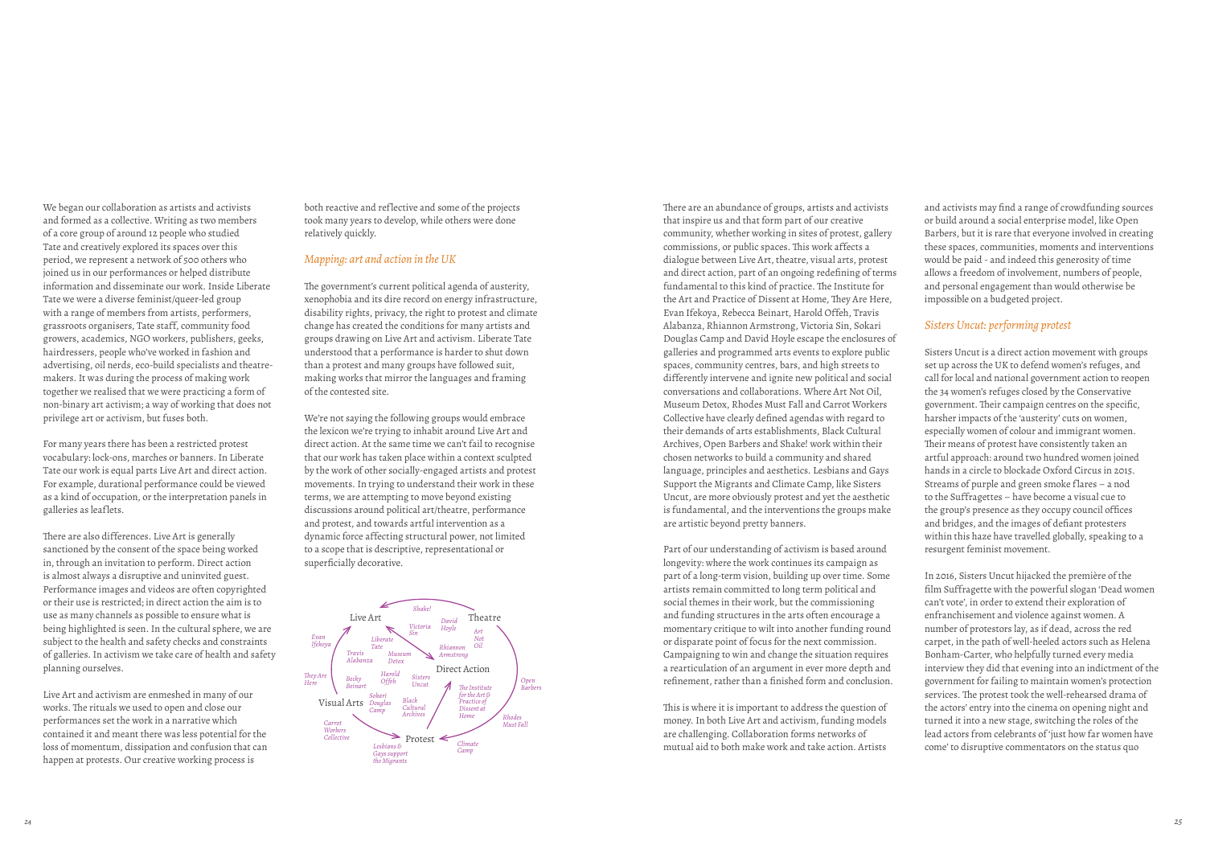We began our collaboration as artists and activists and formed as a collective. Writing as two members of a core group of around 12 people who studied Tate and creatively explored its spaces over this period, we represent a network of 500 others who joined us in our performances or helped distribute information and disseminate our work. Inside Liberate Tate we were a diverse feminist/queer-led group with a range of members from artists, performers, grassroots organisers, Tate staff, community food growers, academics, NGO workers, publishers, geeks, hairdressers, people who've worked in fashion and advertising, oil nerds, eco-build specialists and theatre-makers. It was during the process of making work together we realised that we were practicing a form of non-binary art activism; a way of working that does not privilege art or activism, but fuses both.

For many years there has been a restricted protest vocabulary: lock-ons, marches or banners. In Liberate Tate our work is equal parts Live Art and direct action. For example, durational performance could be viewed as a kind of occupation, or the interpretation panels in galleries as leaflets.

There are also differences. Live Art is generally sanctioned by the consent of the space being worked in, through an invitation to perform. Direct action is almost always a disruptive and uninvited guest. Performance images and videos are often copyrighted or their use is restricted; in direct action the aim is to use as many channels as possible to ensure what is being highlighted is seen. In the cultural sphere, we are subject to the health and safety checks and constraints of galleries. In activism we take care of health and safety planning ourselves.

Live Art and activism are enmeshed in many of our works. The rituals we used to open and close our performances set the work in a narrative which contained it and meant there was less potential for the loss of momentum, dissipation and confusion that can happen at protests. Our creative working process is both reactive and reflective and some of the projects took many years to develop, while others were done relatively quickly.

## *Mapping: art and action in the UK*

The government's current political agenda of austerity, xenophobia and its dire record on energy infrastructure, disability rights, privacy, the right to protest and climate change has created the conditions for many artists and groups drawing on Live Art and activism. Liberate Tate understood that a performance is harder to shut down than a protest and many groups have followed suit, making works that mirror the languages and framing of the contested site.

We're not saying the following groups would embrace the lexicon we're trying to inhabit around Live Art and direct action. At the same time we can't fail to recognise that our work has taken place within a context sculpted by the work of other socially-engaged artists and protest movements. In trying to understand their work in these terms, we are attempting to move beyond existing discussions around political art/theatre, performance and protest, and towards artful intervention as a dynamic force affecting structural power, not limited to a scope that is descriptive, representational or superficially decorative.

Live Art — Theatre — Direct Action — Protest — Visual Arts

*Shake!, David Hoyle, Victoria Sin, Art Not Oil, Rhiannon Armstrong, Liberate Tate, Museum Detox, Evan Ifekoya, Travis Alabanza, Harold Offeh, Sisters Uncut, They Are Here, Becky Beinart, Open Barbers, The Institute for the Art & Practice of Dissent at Home, Sokari Douglas Camp, Black Cultural Archives, Rhodes Must Fall, Carrot Workers Collective, Lesbians & Gays support the Migrants, Climate Camp*

There are an abundance of groups, artists and activists that inspire us and that form part of our creative community, whether working in sites of protest, gallery commissions, or public spaces. This work affects a dialogue between Live Art, theatre, visual arts, protest and direct action, part of an ongoing redefining of terms fundamental to this kind of practice. The Institute for the Art and Practice of Dissent at Home, They Are Here, Evan Ifekoya, Rebecca Beinart, Harold Offeh, Travis Alabanza, Rhiannon Armstrong, Victoria Sin, Sokari Douglas Camp and David Hoyle escape the enclosures of galleries and programmed arts events to explore public spaces, community centres, bars, and high streets to differently intervene and ignite new political and social conversations and collaborations. Where Art Not Oil, Museum Detox, Rhodes Must Fall and Carrot Workers Collective have clearly defined agendas with regard to their demands of arts establishments, Black Cultural Archives, Open Barbers and Shake! work within their chosen networks to build a community and shared language, principles and aesthetics. Lesbians and Gays Support the Migrants and Climate Camp, like Sisters Uncut, are more obviously protest and yet the aesthetic is fundamental, and the interventions the groups make are artistic beyond pretty banners.

Part of our understanding of activism is based around longevity: where the work continues its campaign as part of a long-term vision, building up over time. Some artists remain committed to long term political and social themes in their work, but the commissioning and funding structures in the arts often encourage a momentary critique to wilt into another funding round or disparate point of focus for the next commission. Campaigning to win and change the situation requires a rearticulation of an argument in ever more depth and refinement, rather than a finished form and conclusion.

This is where it is important to address the question of money. In both Live Art and activism, funding models are challenging. Collaboration forms networks of mutual aid to both make work and take action. Artists and activists may find a range of crowdfunding sources or build around a social enterprise model, like Open Barbers, but it is rare that everyone involved in creating these spaces, communities, moments and interventions would be paid - and indeed this generosity of time allows a freedom of involvement, numbers of people, and personal engagement than would otherwise be impossible on a budgeted project.

## *Sisters Uncut: performing protest*

Sisters Uncut is a direct action movement with groups set up across the UK to defend women's refuges, and call for local and national government action to reopen the 34 women's refuges closed by the Conservative government. Their campaign centres on the specific, harsher impacts of the 'austerity' cuts on women, especially women of colour and immigrant women. Their means of protest have consistently taken an artful approach: around two hundred women joined hands in a circle to blockade Oxford Circus in 2015. Streams of purple and green smoke flares – a nod to the Suffragettes – have become a visual cue to the group's presence as they occupy council offices and bridges, and the images of defiant protesters within this haze have travelled globally, speaking to a resurgent feminist movement.

In 2016, Sisters Uncut hijacked the première of the film Suffragette with the powerful slogan 'Dead women can't vote', in order to extend their exploration of enfranchisement and violence against women. A number of protestors lay, as if dead, across the red carpet, in the path of well-heeled actors such as Helena Bonham-Carter, who helpfully turned every media interview they did that evening into an indictment of the government for failing to maintain women's protection services. The protest took the well-rehearsed drama of the actors' entry into the cinema on opening night and turned it into a new stage, switching the roles of the lead actors from celebrants of 'just how far women have come' to disruptive commentators on the status quo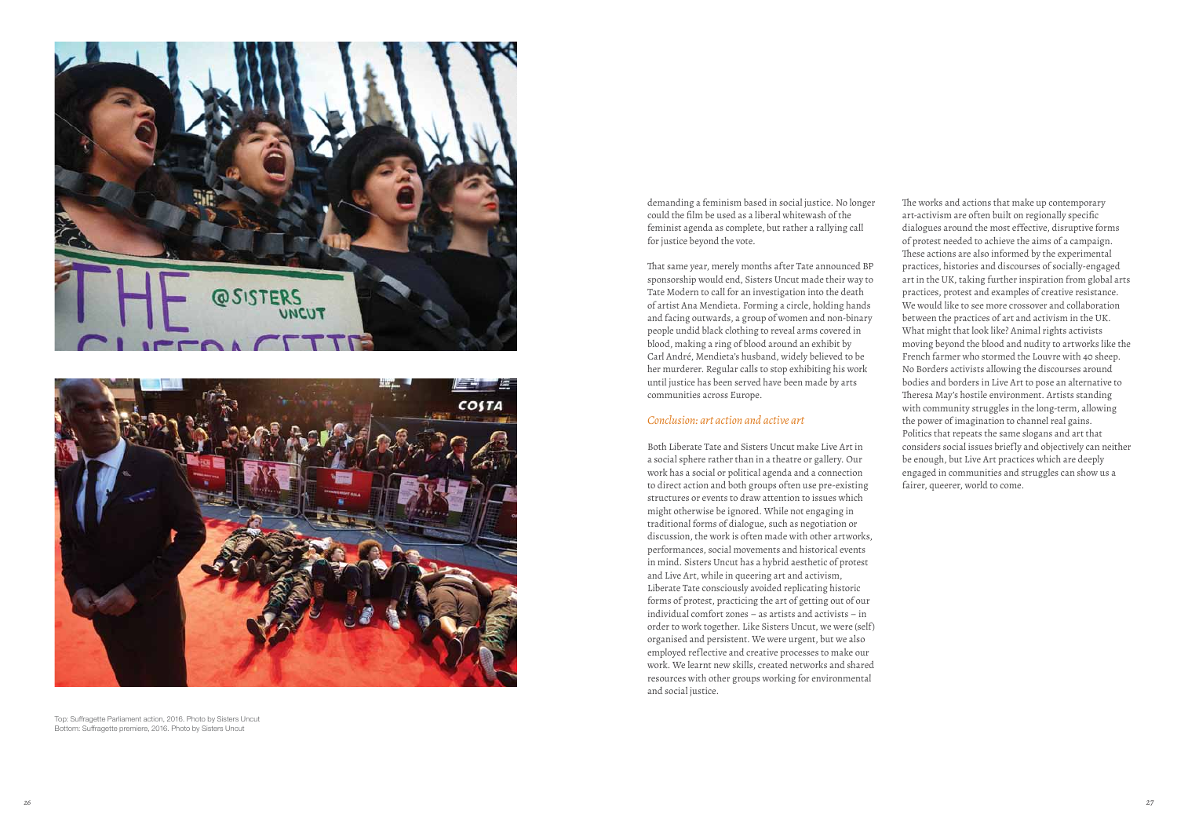demanding a feminism based in social justice. No longer could the film be used as a liberal whitewash of the feminist agenda as complete, but rather a rallying call for justice beyond the vote.

That same year, merely months after Tate announced BP sponsorship would end, Sisters Uncut made their way to Tate Modern to call for an investigation into the death of artist Ana Mendieta. Forming a circle, holding hands and facing outwards, a group of women and non-binary people undid black clothing to reveal arms covered in blood, making a ring of blood around an exhibit by Carl André, Mendieta's husband, widely believed to be her murderer. Regular calls to stop exhibiting his work until justice has been served have been made by arts communities across Europe.

## *Conclusion: art action and active art*

Both Liberate Tate and Sisters Uncut make Live Art in a social sphere rather than in a theatre or gallery. Our work has a social or political agenda and a connection to direct action and both groups often use pre-existing structures or events to draw attention to issues which might otherwise be ignored. While not engaging in traditional forms of dialogue, such as negotiation or discussion, the work is often made with other artworks, performances, social movements and historical events in mind. Sisters Uncut has a hybrid aesthetic of protest and Live Art, while in queering art and activism, Liberate Tate consciously avoided replicating historic forms of protest, practicing the art of getting out of our individual comfort zones – as artists and activists – in order to work together. Like Sisters Uncut, we were (self) organised and persistent. We were urgent, but we also employed reflective and creative processes to make our work. We learnt new skills, created networks and shared resources with other groups working for environmental and social justice.

The works and actions that make up contemporary art-activism are often built on regionally specific dialogues around the most effective, disruptive forms of protest needed to achieve the aims of a campaign. These actions are also informed by the experimental practices, histories and discourses of socially-engaged art in the UK, taking further inspiration from global arts practices, protest and examples of creative resistance. We would like to see more crossover and collaboration between the practices of art and activism in the UK. What might that look like? Animal rights activists moving beyond the blood and nudity to artworks like the French farmer who stormed the Louvre with 40 sheep. No Borders activists allowing the discourses around bodies and borders in Live Art to pose an alternative to Theresa May's hostile environment. Artists standing with community struggles in the long-term, allowing the power of imagination to channel real gains. Politics that repeats the same slogans and art that considers social issues briefly and objectively can neither be enough, but Live Art practices which are deeply engaged in communities and struggles can show us a fairer, queerer, world to come.

Top: Suffragette Parliament action, 2016. Photo by Sisters Uncut
Bottom: Suffragette premiere, 2016. Photo by Sisters Uncut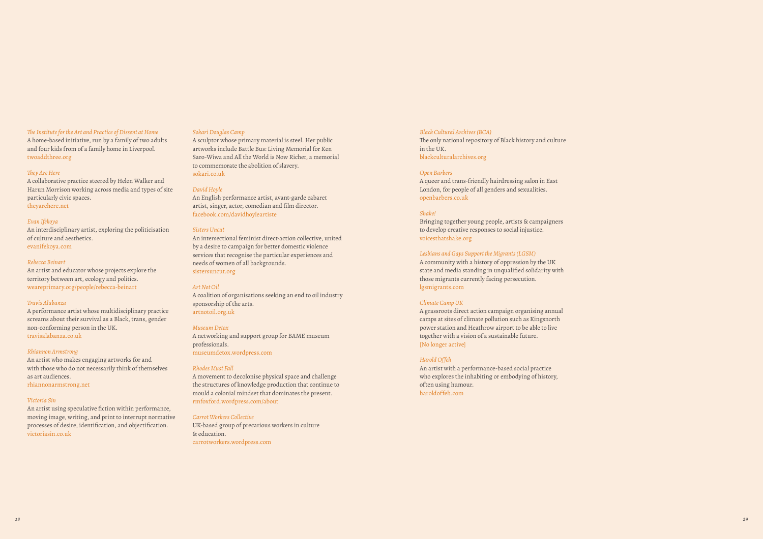*The Institute for the Art and Practice of Dissent at Home*
A home-based initiative, run by a family of two adults and four kids from of a family home in Liverpool.
twoaddthree.org

*They Are Here*
A collaborative practice steered by Helen Walker and Harun Morrison working across media and types of site particularly civic spaces.
theyarehere.net

*Evan Ifekoya*
An interdisciplinary artist, exploring the politicisation of culture and aesthetics.
evanifekoya.com

*Rebecca Beinart*
An artist and educator whose projects explore the territory between art, ecology and politics.
weareprimary.org/people/rebecca-beinart

*Travis Alabanza*
A performance artist whose multidisciplinary practice screams about their survival as a Black, trans, gender non-conforming person in the UK.
travisalabanza.co.uk

*Rhiannon Armstrong*
An artist who makes engaging artworks for and with those who do not necessarily think of themselves as art audiences.
rhiannonarmstrong.net

*Victoria Sin*
An artist using speculative fiction within performance, moving image, writing, and print to interrupt normative processes of desire, identification, and objectification.
victoriasin.co.uk

*Sokari Douglas Camp*
A sculptor whose primary material is steel. Her public artworks include Battle Bus: Living Memorial for Ken Saro-Wiwa and All the World is Now Richer, a memorial to commemorate the abolition of slavery.
sokari.co.uk

*David Hoyle*
An English performance artist, avant-garde cabaret artist, singer, actor, comedian and film director.
facebook.com/davidhoyleartiste

*Sisters Uncut*
An intersectional feminist direct-action collective, united by a desire to campaign for better domestic violence services that recognise the particular experiences and needs of women of all backgrounds.
sistersuncut.org

*Art Not Oil*
A coalition of organisations seeking an end to oil industry sponsorship of the arts.
artnotoil.org.uk

*Museum Detox*
A networking and support group for BAME museum professionals.
museumdetox.wordpress.com

*Rhodes Must Fall*
A movement to decolonise physical space and challenge the structures of knowledge production that continue to mould a colonial mindset that dominates the present.
rmfoxford.wordpress.com/about

*Carrot Workers Collective*
UK-based group of precarious workers in culture & education.
carrotworkers.wordpress.com

*Black Cultural Archives (BCA)*
The only national repository of Black history and culture in the UK.
blackculturalarchives.org

*Open Barbers*
A queer and trans-friendly hairdressing salon in East London, for people of all genders and sexualities.
openbarbers.co.uk

*Shake!*
Bringing together young people, artists & campaigners to develop creative responses to social injustice.
voicesthatshake.org

*Lesbians and Gays Support the Migrants (LGSM)*
A community with a history of oppression by the UK state and media standing in unqualified solidarity with those migrants currently facing persecution.
lgsmigrants.com

*Climate Camp UK*
A grassroots direct action campaign organising annual camps at sites of climate pollution such as Kingsnorth power station and Heathrow airport to be able to live together with a vision of a sustainable future.
[No longer active]

*Harold Offeh*
An artist with a performance-based social practice who explores the inhabiting or embodying of history, often using humour.
haroldoffeh.com